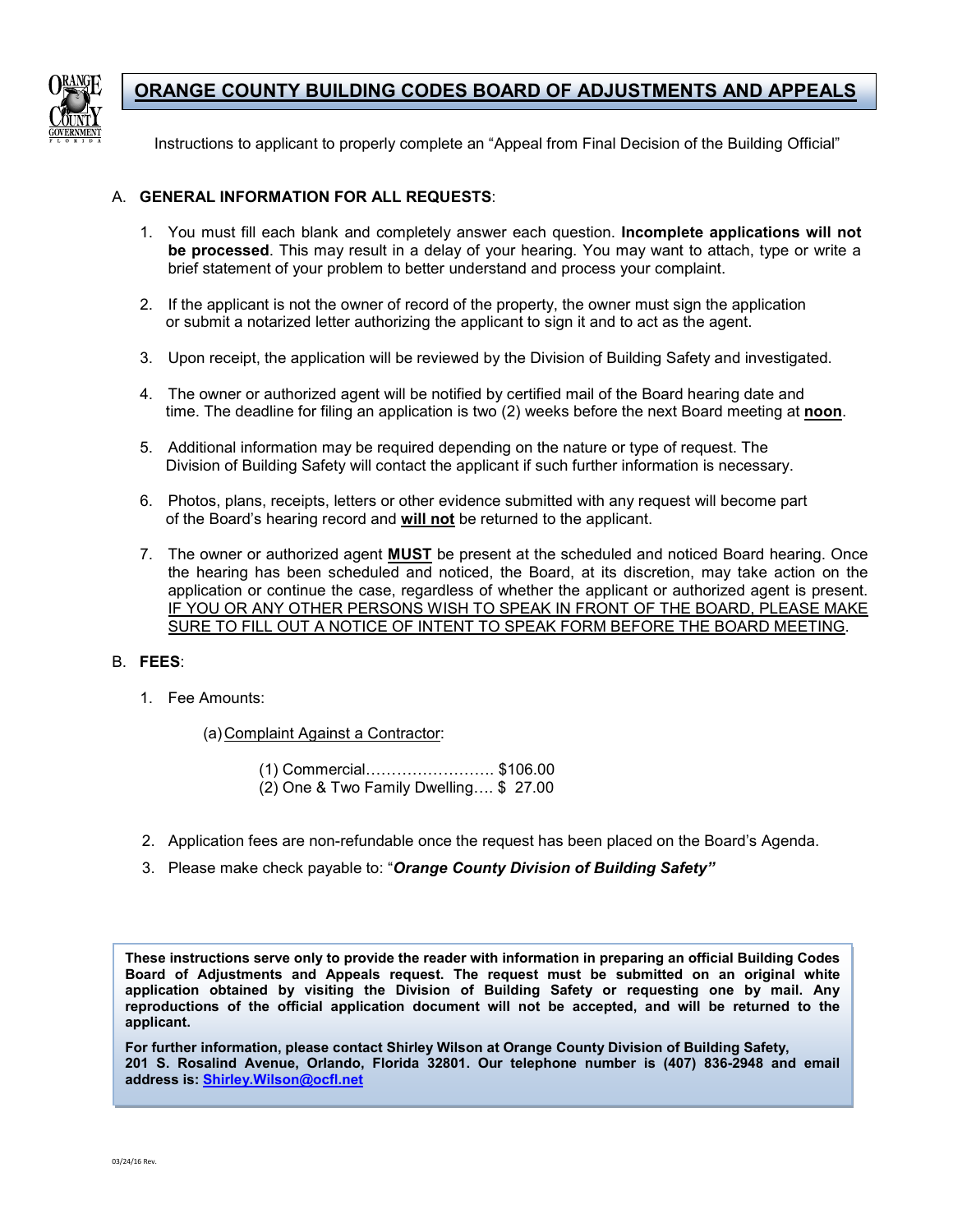# ORANGE COUNTY BUILDING CODES BOARD OF ADJUSTMENTS AND APPEALS

Instructions to applicant to properly complete an "Appeal from Final Decision of the Building Official"

A. **GENERAL INFORMATION FOR ALL REQUESTS**:

1. You must fill each blank and completely answer each question. **Incomplete applications will not be processed**. This may result in a delay of your hearing. You may want to attach, type or write a brief statement of your problem to better understand and process your complaint.

2. If the applicant is not the owner of record of the property, the owner must sign the application or submit a notarized letter authorizing the applicant to sign it and to act as the agent.

3. Upon receipt, the application will be reviewed by the Division of Building Safety and investigated.

4. The owner or authorized agent will be notified by certified mail of the Board hearing date and time. The deadline for filing an application is two (2) weeks before the next Board meeting at **noon**.

5. Additional information may be required depending on the nature or type of request. The Division of Building Safety will contact the applicant if such further information is necessary.

6. Photos, plans, receipts, letters or other evidence submitted with any request will become part of the Board's hearing record and **will not** be returned to the applicant.

7. The owner or authorized agent **MUST** be present at the scheduled and noticed Board hearing. Once the hearing has been scheduled and noticed, the Board, at its discretion, may take action on the application or continue the case, regardless of whether the applicant or authorized agent is present. IF YOU OR ANY OTHER PERSONS WISH TO SPEAK IN FRONT OF THE BOARD, PLEASE MAKE SURE TO FILL OUT A NOTICE OF INTENT TO SPEAK FORM BEFORE THE BOARD MEETING.

B. **FEES**:

1. Fee Amounts:

   (a) Complaint Against a Contractor:

   (1) Commercial……………………. $106.00
   (2) One & Two Family Dwelling…. $ 27.00

2. Application fees are non-refundable once the request has been placed on the Board's Agenda.

3. Please make check payable to: "***Orange County Division of Building Safety"***

**These instructions serve only to provide the reader with information in preparing an official Building Codes Board of Adjustments and Appeals request. The request must be submitted on an original white application obtained by visiting the Division of Building Safety or requesting one by mail. Any reproductions of the official application document will not be accepted, and will be returned to the applicant.**

**For further information, please contact Shirley Wilson at Orange County Division of Building Safety, 201 S. Rosalind Avenue, Orlando, Florida 32801. Our telephone number is (407) 836-2948 and email address is: Shirley.Wilson@ocfl.net**

03/24/16 Rev.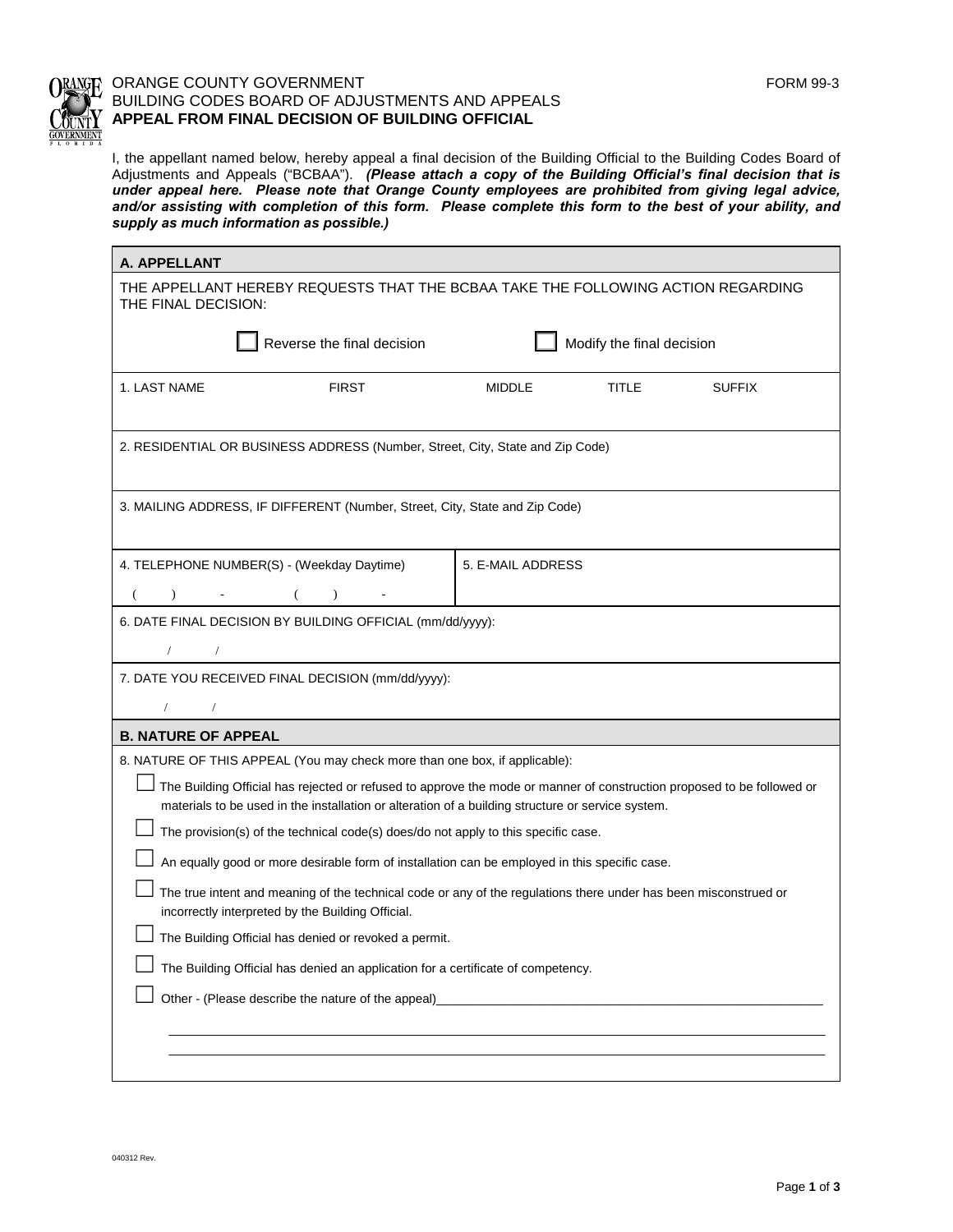ORANGE COUNTY GOVERNMENT
BUILDING CODES BOARD OF ADJUSTMENTS AND APPEALS
**APPEAL FROM FINAL DECISION OF BUILDING OFFICIAL**

FORM 99-3

I, the appellant named below, hereby appeal a final decision of the Building Official to the Building Codes Board of Adjustments and Appeals ("BCBAA"). ***(Please attach a copy of the Building Official's final decision that is under appeal here. Please note that Orange County employees are prohibited from giving legal advice, and/or assisting with completion of this form. Please complete this form to the best of your ability, and supply as much information as possible.)***

## A. APPELLANT

THE APPELLANT HEREBY REQUESTS THAT THE BCBAA TAKE THE FOLLOWING ACTION REGARDING THE FINAL DECISION:

☐ Reverse the final decision ☐ Modify the final decision

| 1. LAST NAME | FIRST | MIDDLE | TITLE | SUFFIX |
|---|---|---|---|---|
| | | | | |

2. RESIDENTIAL OR BUSINESS ADDRESS (Number, Street, City, State and Zip Code)

3. MAILING ADDRESS, IF DIFFERENT (Number, Street, City, State and Zip Code)

| 4. TELEPHONE NUMBER(S) - (Weekday Daytime) | 5. E-MAIL ADDRESS |
|---|---|
| ( ) - ( ) - | |

6. DATE FINAL DECISION BY BUILDING OFFICIAL (mm/dd/yyyy):

/ /

7. DATE YOU RECEIVED FINAL DECISION (mm/dd/yyyy):

/ /

## B. NATURE OF APPEAL

8. NATURE OF THIS APPEAL (You may check more than one box, if applicable):

- ☐ The Building Official has rejected or refused to approve the mode or manner of construction proposed to be followed or materials to be used in the installation or alteration of a building structure or service system.
- ☐ The provision(s) of the technical code(s) does/do not apply to this specific case.
- ☐ An equally good or more desirable form of installation can be employed in this specific case.
- ☐ The true intent and meaning of the technical code or any of the regulations there under has been misconstrued or incorrectly interpreted by the Building Official.
- ☐ The Building Official has denied or revoked a permit.
- ☐ The Building Official has denied an application for a certificate of competency.
- ☐ Other - (Please describe the nature of the appeal)\_\_\_\_\_\_\_\_\_\_\_\_\_\_\_\_\_\_\_\_\_\_\_\_\_\_\_\_\_\_\_\_\_\_\_\_\_\_\_\_\_\_\_\_

040312 Rev.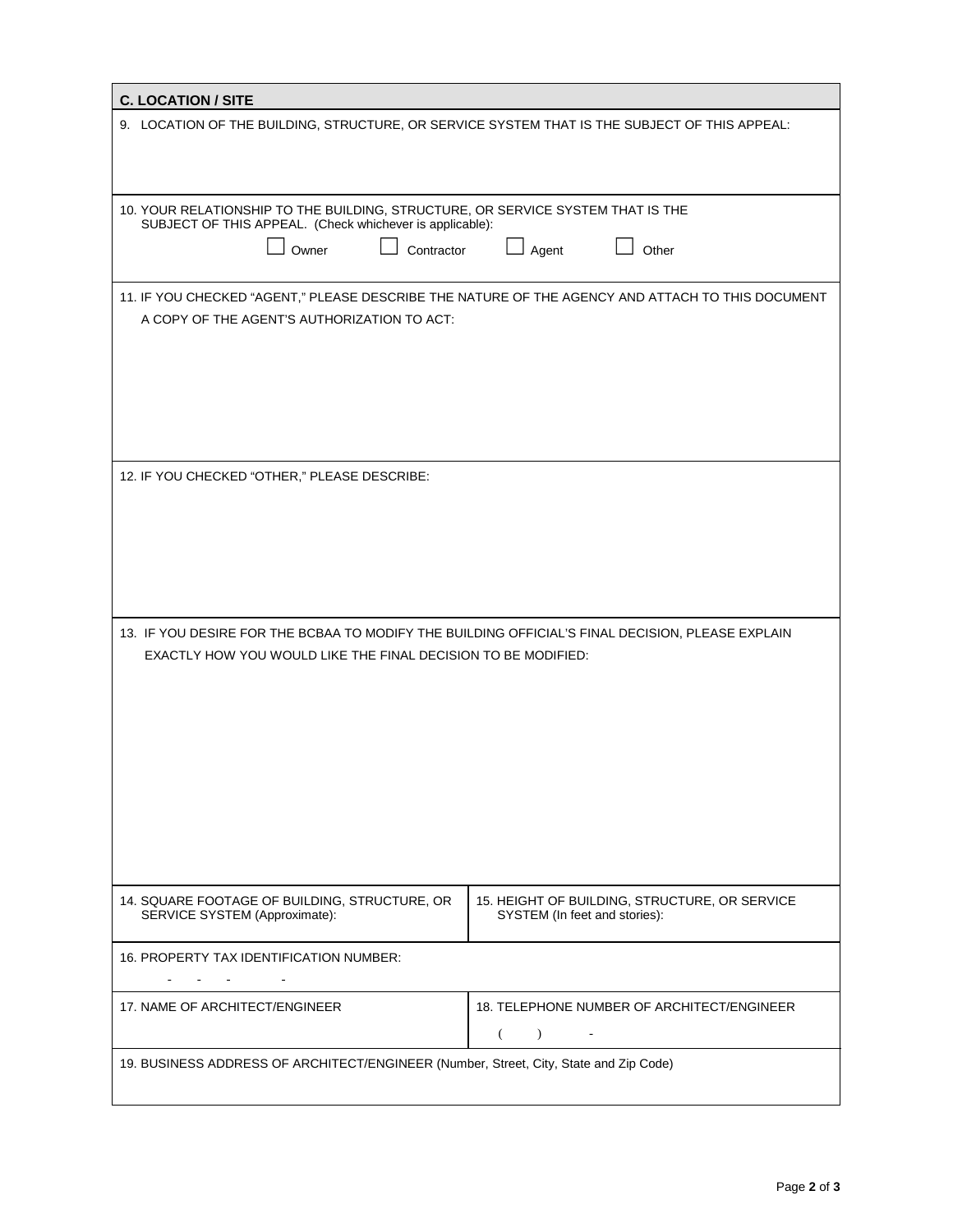## C. LOCATION / SITE

9. LOCATION OF THE BUILDING, STRUCTURE, OR SERVICE SYSTEM THAT IS THE SUBJECT OF THIS APPEAL:

10. YOUR RELATIONSHIP TO THE BUILDING, STRUCTURE, OR SERVICE SYSTEM THAT IS THE SUBJECT OF THIS APPEAL. (Check whichever is applicable):

☐ Owner ☐ Contractor ☐ Agent ☐ Other

11. IF YOU CHECKED "AGENT," PLEASE DESCRIBE THE NATURE OF THE AGENCY AND ATTACH TO THIS DOCUMENT A COPY OF THE AGENT'S AUTHORIZATION TO ACT:

12. IF YOU CHECKED "OTHER," PLEASE DESCRIBE:

13. IF YOU DESIRE FOR THE BCBAA TO MODIFY THE BUILDING OFFICIAL'S FINAL DECISION, PLEASE EXPLAIN EXACTLY HOW YOU WOULD LIKE THE FINAL DECISION TO BE MODIFIED:

| | |
|---|---|
| 14. SQUARE FOOTAGE OF BUILDING, STRUCTURE, OR SERVICE SYSTEM (Approximate): | 15. HEIGHT OF BUILDING, STRUCTURE, OR SERVICE SYSTEM (In feet and stories): |
| 16. PROPERTY TAX IDENTIFICATION NUMBER: - - - - | |
| 17. NAME OF ARCHITECT/ENGINEER | 18. TELEPHONE NUMBER OF ARCHITECT/ENGINEER ( ) - |
| 19. BUSINESS ADDRESS OF ARCHITECT/ENGINEER (Number, Street, City, State and Zip Code) | |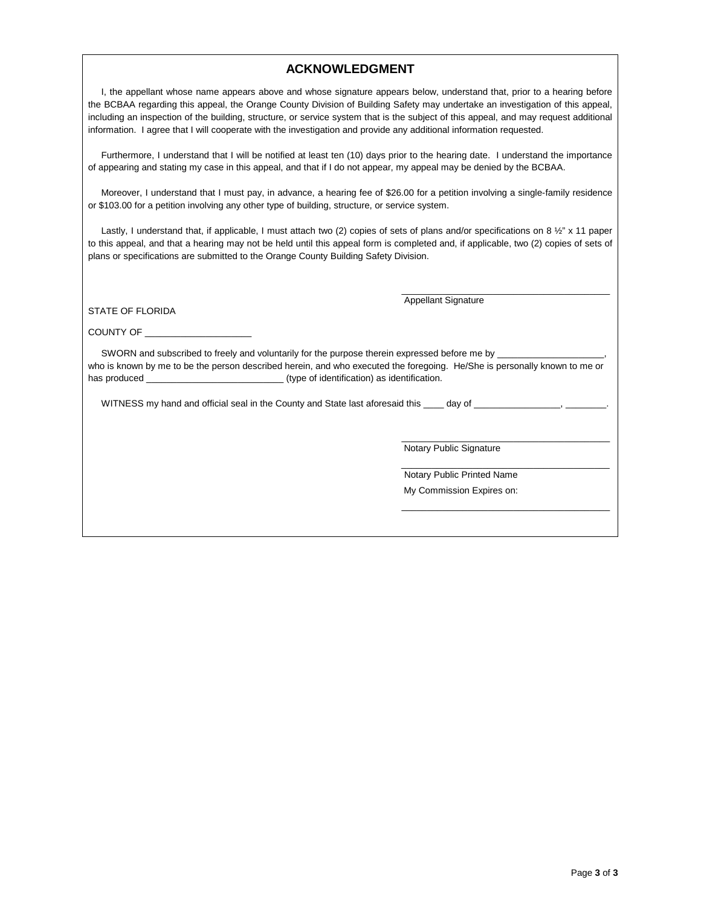## ACKNOWLEDGMENT

I, the appellant whose name appears above and whose signature appears below, understand that, prior to a hearing before the BCBAA regarding this appeal, the Orange County Division of Building Safety may undertake an investigation of this appeal, including an inspection of the building, structure, or service system that is the subject of this appeal, and may request additional information. I agree that I will cooperate with the investigation and provide any additional information requested.

Furthermore, I understand that I will be notified at least ten (10) days prior to the hearing date. I understand the importance of appearing and stating my case in this appeal, and that if I do not appear, my appeal may be denied by the BCBAA.

Moreover, I understand that I must pay, in advance, a hearing fee of $26.00 for a petition involving a single-family residence or $103.00 for a petition involving any other type of building, structure, or service system.

Lastly, I understand that, if applicable, I must attach two (2) copies of sets of plans and/or specifications on 8 ½" x 11 paper to this appeal, and that a hearing may not be held until this appeal form is completed and, if applicable, two (2) copies of sets of plans or specifications are submitted to the Orange County Building Safety Division.

\_\_\_\_\_\_\_\_\_\_\_\_\_\_\_\_\_\_\_\_\_\_\_\_\_\_\_\_\_\_\_\_\_\_\_\_\_\_\_\_

Appellant Signature

STATE OF FLORIDA

COUNTY OF \_\_\_\_\_\_\_\_\_\_\_\_\_\_\_\_\_\_\_\_

SWORN and subscribed to freely and voluntarily for the purpose therein expressed before me by \_\_\_\_\_\_\_\_\_\_\_\_\_\_\_\_\_\_\_\_, who is known by me to be the person described herein, and who executed the foregoing. He/She is personally known to me or has produced \_\_\_\_\_\_\_\_\_\_\_\_\_\_\_\_\_\_\_\_\_\_\_\_\_\_\_ (type of identification) as identification.

WITNESS my hand and official seal in the County and State last aforesaid this \_\_\_\_ day of \_\_\_\_\_\_\_\_\_\_\_\_\_\_\_\_\_, \_\_\_\_\_\_\_\_.

\_\_\_\_\_\_\_\_\_\_\_\_\_\_\_\_\_\_\_\_\_\_\_\_\_\_\_\_\_\_\_\_\_\_\_\_\_\_\_\_

Notary Public Signature

\_\_\_\_\_\_\_\_\_\_\_\_\_\_\_\_\_\_\_\_\_\_\_\_\_\_\_\_\_\_\_\_\_\_\_\_\_\_\_\_

Notary Public Printed Name

My Commission Expires on:

\_\_\_\_\_\_\_\_\_\_\_\_\_\_\_\_\_\_\_\_\_\_\_\_\_\_\_\_\_\_\_\_\_\_\_\_\_\_\_\_